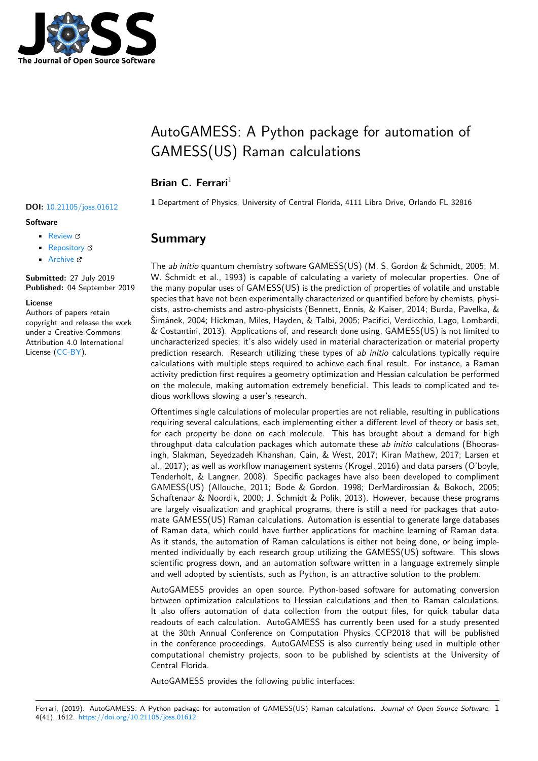# AutoGAMESS: A Python package for automation of GAMESS(US) Raman calculations

**Brian C. Ferrari**[1]

1 Department of Physics, University of Central Florida, 4111 Libra Drive, Orlando FL 32816

**DOI:** 10.21105/joss.01612

**Software**

- Review
- Repository
- Archive

**Submitted:** 27 July 2019
**Published:** 04 September 2019

**License**
Authors of papers retain copyright and release the work under a Creative Commons Attribution 4.0 International License (CC-BY).

## Summary

The *ab initio* quantum chemistry software GAMESS(US) (M. S. Gordon & Schmidt, 2005; M. W. Schmidt et al., 1993) is capable of calculating a variety of molecular properties. One of the many popular uses of GAMESS(US) is the prediction of properties of volatile and unstable species that have not been experimentally characterized or quantified before by chemists, physicists, astro-chemists and astro-physicists (Bennett, Ennis, & Kaiser, 2014; Burda, Pavelka, & Šimánek, 2004; Hickman, Miles, Hayden, & Talbi, 2005; Pacifici, Verdicchio, Lago, Lombardi, & Costantini, 2013). Applications of, and research done using, GAMESS(US) is not limited to uncharacterized species; it's also widely used in material characterization or material property prediction research. Research utilizing these types of *ab initio* calculations typically require calculations with multiple steps required to achieve each final result. For instance, a Raman activity prediction first requires a geometry optimization and Hessian calculation be performed on the molecule, making automation extremely beneficial. This leads to complicated and tedious workflows slowing a user's research.

Oftentimes single calculations of molecular properties are not reliable, resulting in publications requiring several calculations, each implementing either a different level of theory or basis set, for each property be done on each molecule. This has brought about a demand for high throughput data calculation packages which automate these *ab initio* calculations (Bhoorasingh, Slakman, Seyedzadeh Khanshan, Cain, & West, 2017; Kiran Mathew, 2017; Larsen et al., 2017); as well as workflow management systems (Krogel, 2016) and data parsers (O'boyle, Tenderholt, & Langner, 2008). Specific packages have also been developed to compliment GAMESS(US) (Allouche, 2011; Bode & Gordon, 1998; DerMardirossian & Bokoch, 2005; Schaftenaar & Noordik, 2000; J. Schmidt & Polik, 2013). However, because these programs are largely visualization and graphical programs, there is still a need for packages that automate GAMESS(US) Raman calculations. Automation is essential to generate large databases of Raman data, which could have further applications for machine learning of Raman data. As it stands, the automation of Raman calculations is either not being done, or being implemented individually by each research group utilizing the GAMESS(US) software. This slows scientific progress down, and an automation software written in a language extremely simple and well adopted by scientists, such as Python, is an attractive solution to the problem.

AutoGAMESS provides an open source, Python-based software for automating conversion between optimization calculations to Hessian calculations and then to Raman calculations. It also offers automation of data collection from the output files, for quick tabular data readouts of each calculation. AutoGAMESS has currently been used for a study presented at the 30th Annual Conference on Computation Physics CCP2018 that will be published in the conference proceedings. AutoGAMESS is also currently being used in multiple other computational chemistry projects, soon to be published by scientists at the University of Central Florida.

AutoGAMESS provides the following public interfaces: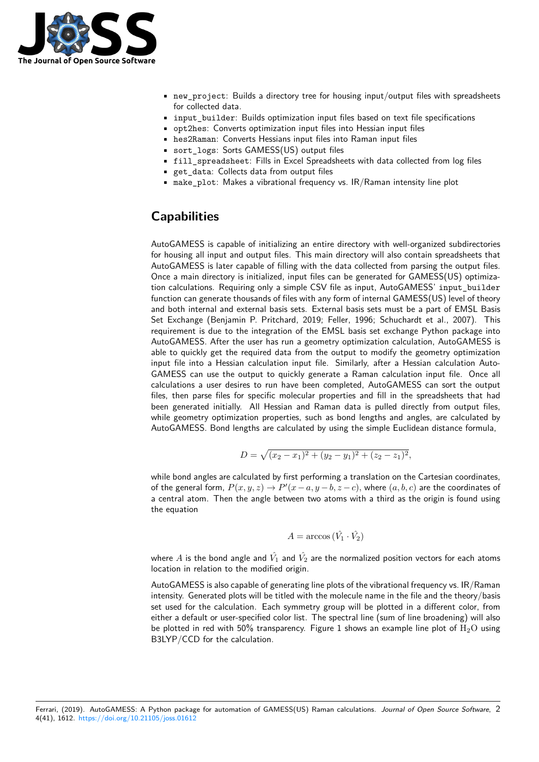- `new_project`: Builds a directory tree for housing input/output files with spreadsheets for collected data.
- `input_builder`: Builds optimization input files based on text file specifications
- `opt2hes`: Converts optimization input files into Hessian input files
- `hes2Raman`: Converts Hessians input files into Raman input files
- `sort_logs`: Sorts GAMESS(US) output files
- `fill_spreadsheet`: Fills in Excel Spreadsheets with data collected from log files
- `get_data`: Collects data from output files
- `make_plot`: Makes a vibrational frequency vs. IR/Raman intensity line plot

# Capabilities

AutoGAMESS is capable of initializing an entire directory with well-organized subdirectories for housing all input and output files. This main directory will also contain spreadsheets that AutoGAMESS is later capable of filling with the data collected from parsing the output files. Once a main directory is initialized, input files can be generated for GAMESS(US) optimization calculations. Requiring only a simple CSV file as input, AutoGAMESS' `input_builder` function can generate thousands of files with any form of internal GAMESS(US) level of theory and both internal and external basis sets. External basis sets must be a part of EMSL Basis Set Exchange (Benjamin P. Pritchard, 2019; Feller, 1996; Schuchardt et al., 2007). This requirement is due to the integration of the EMSL basis set exchange Python package into AutoGAMESS. After the user has run a geometry optimization calculation, AutoGAMESS is able to quickly get the required data from the output to modify the geometry optimization input file into a Hessian calculation input file. Similarly, after a Hessian calculation AutoGAMESS can use the output to quickly generate a Raman calculation input file. Once all calculations a user desires to run have been completed, AutoGAMESS can sort the output files, then parse files for specific molecular properties and fill in the spreadsheets that had been generated initially. All Hessian and Raman data is pulled directly from output files, while geometry optimization properties, such as bond lengths and angles, are calculated by AutoGAMESS. Bond lengths are calculated by using the simple Euclidean distance formula,

$$D = \sqrt{(x_2 - x_1)^2 + (y_2 - y_1)^2 + (z_2 - z_1)^2},$$

while bond angles are calculated by first performing a translation on the Cartesian coordinates, of the general form, $P(x, y, z) \to P'(x - a, y - b, z - c)$, where $(a, b, c)$ are the coordinates of a central atom. Then the angle between two atoms with a third as the origin is found using the equation

$$A = \arccos(\hat{V_1} \cdot \hat{V_2})$$

where $A$ is the bond angle and $\hat{V_1}$ and $\hat{V_2}$ are the normalized position vectors for each atoms location in relation to the modified origin.

AutoGAMESS is also capable of generating line plots of the vibrational frequency vs. IR/Raman intensity. Generated plots will be titled with the molecule name in the file and the theory/basis set used for the calculation. Each symmetry group will be plotted in a different color, from either a default or user-specified color list. The spectral line (sum of line broadening) will also be plotted in red with 50% transparency. Figure 1 shows an example line plot of $H_2O$ using B3LYP/CCD for the calculation.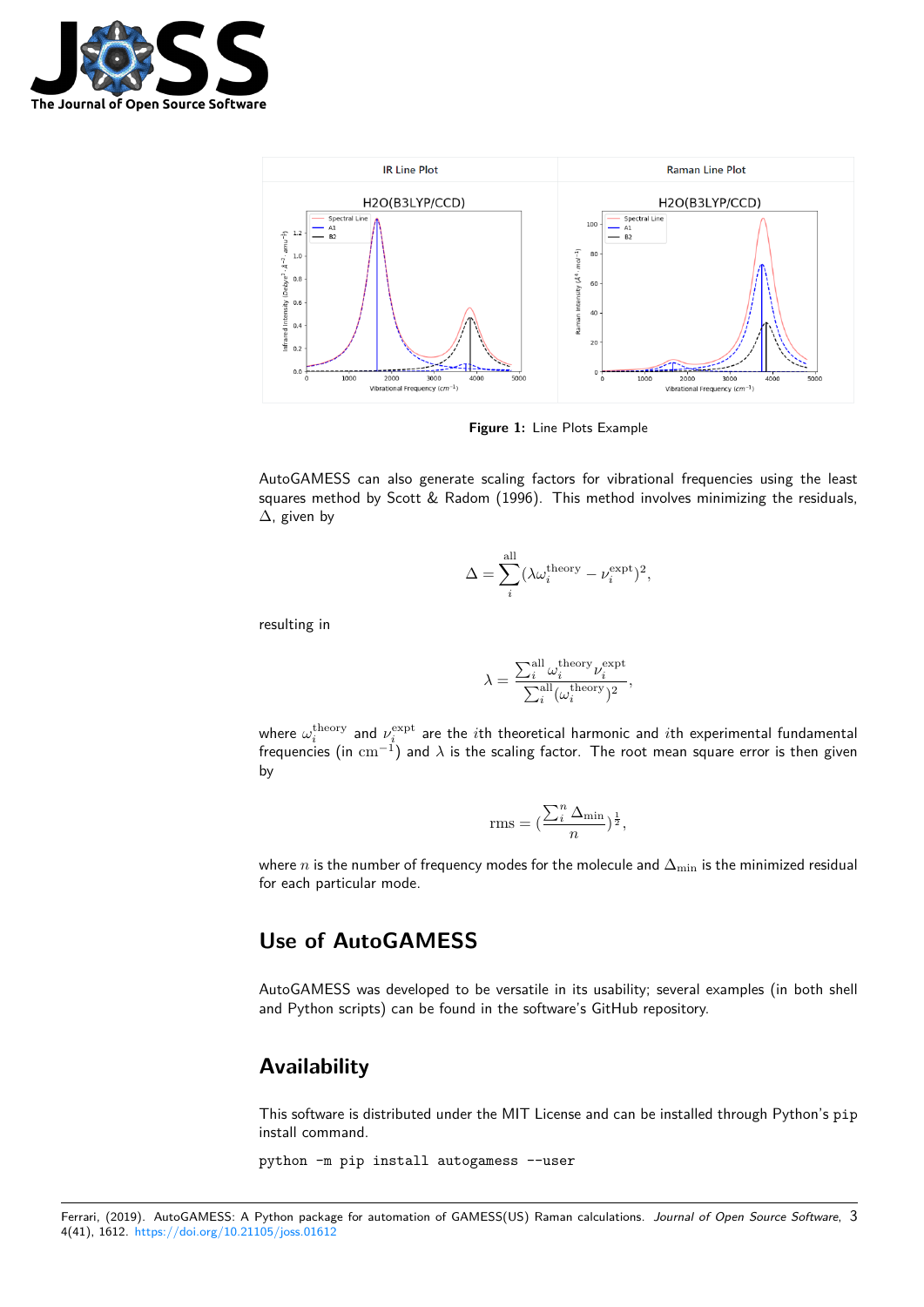Figure 1: Line Plots Example

AutoGAMESS can also generate scaling factors for vibrational frequencies using the least squares method by Scott & Radom (1996). This method involves minimizing the residuals, $\Delta$, given by

$$\Delta = \sum_{i}^{\text{all}} (\lambda \omega_i^{\text{theory}} - \nu_i^{\text{expt}})^2,$$

resulting in

$$\lambda = \frac{\sum_i^{\text{all}} \omega_i^{\text{theory}} \nu_i^{\text{expt}}}{\sum_i^{\text{all}} (\omega_i^{\text{theory}})^2},$$

where $\omega_i^{\text{theory}}$ and $\nu_i^{\text{expt}}$ are the $i$th theoretical harmonic and $i$th experimental fundamental frequencies (in $\text{cm}^{-1}$) and $\lambda$ is the scaling factor. The root mean square error is then given by

$$\text{rms} = \left(\frac{\sum_i^n \Delta_{\text{min}}}{n}\right)^{\frac{1}{2}},$$

where $n$ is the number of frequency modes for the molecule and $\Delta_{\text{min}}$ is the minimized residual for each particular mode.

## Use of AutoGAMESS

AutoGAMESS was developed to be versatile in its usability; several examples (in both shell and Python scripts) can be found in the software's GitHub repository.

## Availability

This software is distributed under the MIT License and can be installed through Python's pip install command.

```
python -m pip install autogamess --user
```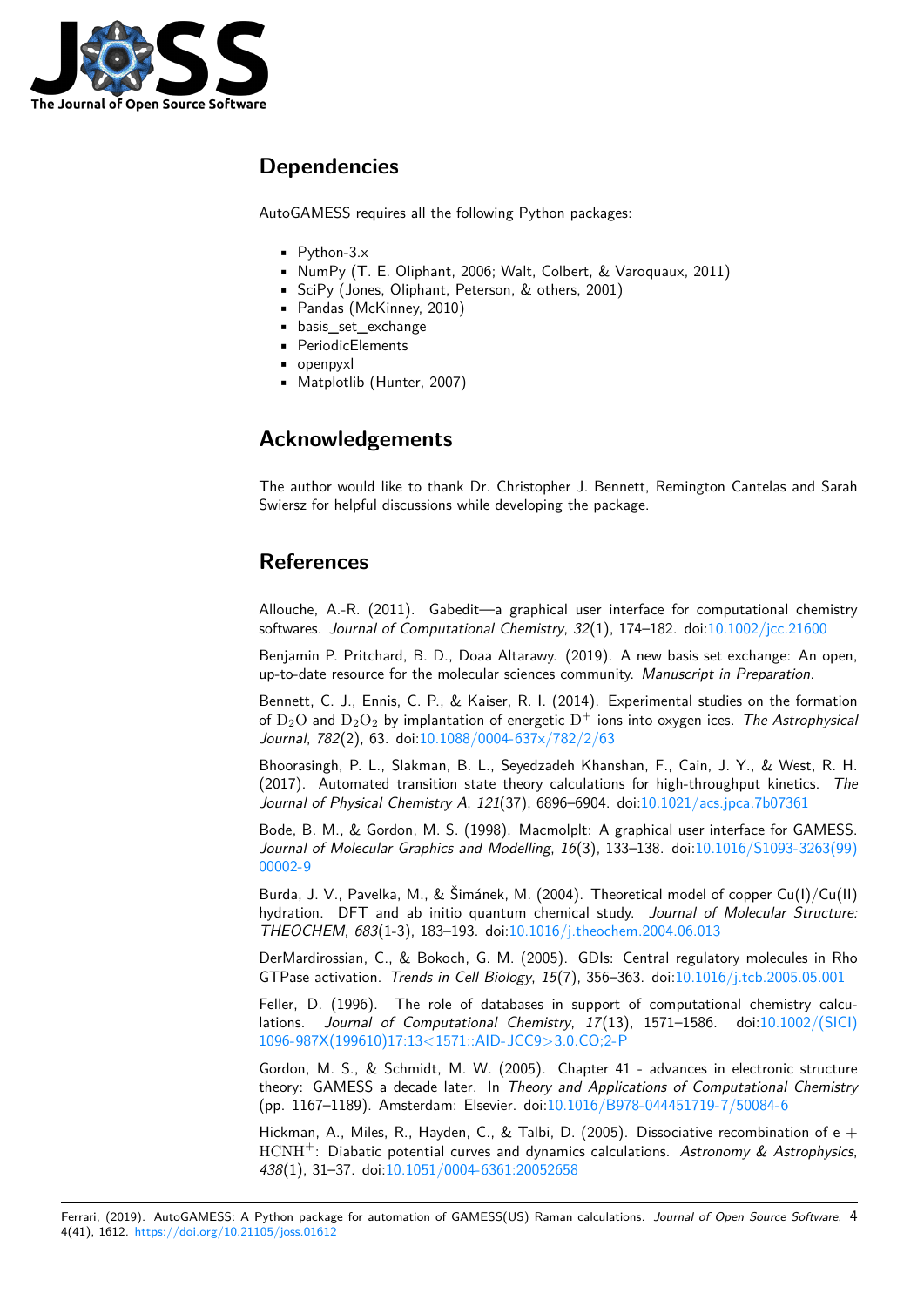## Dependencies

AutoGAMESS requires all the following Python packages:

- Python-3.x
- NumPy (T. E. Oliphant, 2006; Walt, Colbert, & Varoquaux, 2011)
- SciPy (Jones, Oliphant, Peterson, & others, 2001)
- Pandas (McKinney, 2010)
- basis_set_exchange
- PeriodicElements
- openpyxl
- Matplotlib (Hunter, 2007)

## Acknowledgements

The author would like to thank Dr. Christopher J. Bennett, Remington Cantelas and Sarah Swiersz for helpful discussions while developing the package.

## References

Allouche, A.-R. (2011). Gabedit—a graphical user interface for computational chemistry softwares. *Journal of Computational Chemistry*, *32*(1), 174–182. doi:10.1002/jcc.21600

Benjamin P. Pritchard, B. D., Doaa Altarawy. (2019). A new basis set exchange: An open, up-to-date resource for the molecular sciences community. *Manuscript in Preparation*.

Bennett, C. J., Ennis, C. P., & Kaiser, R. I. (2014). Experimental studies on the formation of $D_2O$ and $D_2O_2$ by implantation of energetic $D^+$ ions into oxygen ices. *The Astrophysical Journal*, *782*(2), 63. doi:10.1088/0004-637x/782/2/63

Bhoorasingh, P. L., Slakman, B. L., Seyedzadeh Khanshan, F., Cain, J. Y., & West, R. H. (2017). Automated transition state theory calculations for high-throughput kinetics. *The Journal of Physical Chemistry A*, *121*(37), 6896–6904. doi:10.1021/acs.jpca.7b07361

Bode, B. M., & Gordon, M. S. (1998). Macmolplt: A graphical user interface for GAMESS. *Journal of Molecular Graphics and Modelling*, *16*(3), 133–138. doi:10.1016/S1093-3263(99)00002-9

Burda, J. V., Pavelka, M., & Šimánek, M. (2004). Theoretical model of copper Cu(I)/Cu(II) hydration. DFT and ab initio quantum chemical study. *Journal of Molecular Structure: THEOCHEM*, *683*(1-3), 183–193. doi:10.1016/j.theochem.2004.06.013

DerMardirossian, C., & Bokoch, G. M. (2005). GDIs: Central regulatory molecules in Rho GTPase activation. *Trends in Cell Biology*, *15*(7), 356–363. doi:10.1016/j.tcb.2005.05.001

Feller, D. (1996). The role of databases in support of computational chemistry calculations. *Journal of Computational Chemistry*, *17*(13), 1571–1586. doi:10.1002/(SICI)1096-987X(199610)17:13<1571::AID-JCC9>3.0.CO;2-P

Gordon, M. S., & Schmidt, M. W. (2005). Chapter 41 - advances in electronic structure theory: GAMESS a decade later. In *Theory and Applications of Computational Chemistry* (pp. 1167–1189). Amsterdam: Elsevier. doi:10.1016/B978-044451719-7/50084-6

Hickman, A., Miles, R., Hayden, C., & Talbi, D. (2005). Dissociative recombination of e + $HCNH^+$: Diabatic potential curves and dynamics calculations. *Astronomy & Astrophysics*, *438*(1), 31–37. doi:10.1051/0004-6361:20052658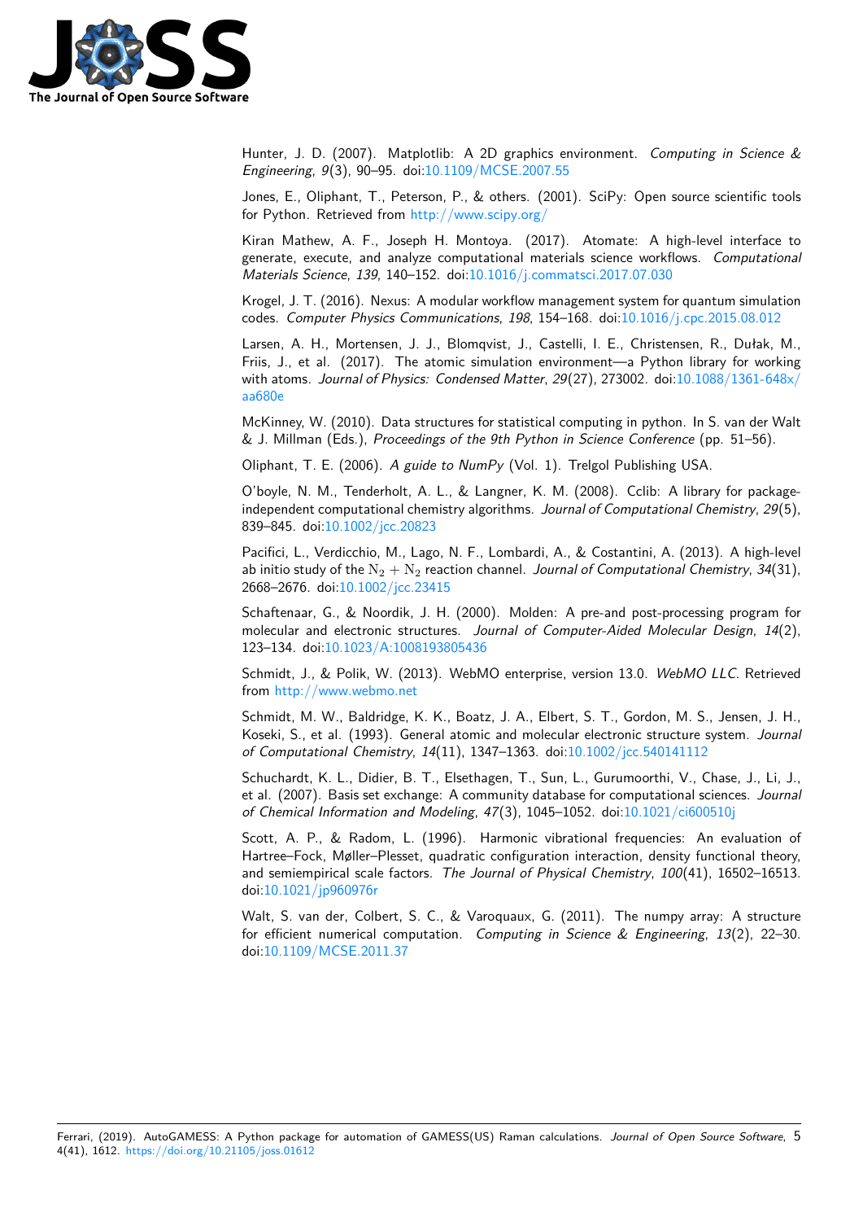Hunter, J. D. (2007). Matplotlib: A 2D graphics environment. *Computing in Science & Engineering*, *9*(3), 90–95. doi:10.1109/MCSE.2007.55

Jones, E., Oliphant, T., Peterson, P., & others. (2001). SciPy: Open source scientific tools for Python. Retrieved from http://www.scipy.org/

Kiran Mathew, A. F., Joseph H. Montoya. (2017). Atomate: A high-level interface to generate, execute, and analyze computational materials science workflows. *Computational Materials Science*, *139*, 140–152. doi:10.1016/j.commatsci.2017.07.030

Krogel, J. T. (2016). Nexus: A modular workflow management system for quantum simulation codes. *Computer Physics Communications*, *198*, 154–168. doi:10.1016/j.cpc.2015.08.012

Larsen, A. H., Mortensen, J. J., Blomqvist, J., Castelli, I. E., Christensen, R., Dułak, M., Friis, J., et al. (2017). The atomic simulation environment—a Python library for working with atoms. *Journal of Physics: Condensed Matter*, *29*(27), 273002. doi:10.1088/1361-648x/aa680e

McKinney, W. (2010). Data structures for statistical computing in python. In S. van der Walt & J. Millman (Eds.), *Proceedings of the 9th Python in Science Conference* (pp. 51–56).

Oliphant, T. E. (2006). *A guide to NumPy* (Vol. 1). Trelgol Publishing USA.

O'boyle, N. M., Tenderholt, A. L., & Langner, K. M. (2008). Cclib: A library for package-independent computational chemistry algorithms. *Journal of Computational Chemistry*, *29*(5), 839–845. doi:10.1002/jcc.20823

Pacifici, L., Verdicchio, M., Lago, N. F., Lombardi, A., & Costantini, A. (2013). A high-level ab initio study of the $\mathrm{N_2} + \mathrm{N_2}$ reaction channel. *Journal of Computational Chemistry*, *34*(31), 2668–2676. doi:10.1002/jcc.23415

Schaftenaar, G., & Noordik, J. H. (2000). Molden: A pre-and post-processing program for molecular and electronic structures. *Journal of Computer-Aided Molecular Design*, *14*(2), 123–134. doi:10.1023/A:1008193805436

Schmidt, J., & Polik, W. (2013). WebMO enterprise, version 13.0. *WebMO LLC*. Retrieved from http://www.webmo.net

Schmidt, M. W., Baldridge, K. K., Boatz, J. A., Elbert, S. T., Gordon, M. S., Jensen, J. H., Koseki, S., et al. (1993). General atomic and molecular electronic structure system. *Journal of Computational Chemistry*, *14*(11), 1347–1363. doi:10.1002/jcc.540141112

Schuchardt, K. L., Didier, B. T., Elsethagen, T., Sun, L., Gurumoorthi, V., Chase, J., Li, J., et al. (2007). Basis set exchange: A community database for computational sciences. *Journal of Chemical Information and Modeling*, *47*(3), 1045–1052. doi:10.1021/ci600510j

Scott, A. P., & Radom, L. (1996). Harmonic vibrational frequencies: An evaluation of Hartree–Fock, Møller–Plesset, quadratic configuration interaction, density functional theory, and semiempirical scale factors. *The Journal of Physical Chemistry*, *100*(41), 16502–16513. doi:10.1021/jp960976r

Walt, S. van der, Colbert, S. C., & Varoquaux, G. (2011). The numpy array: A structure for efficient numerical computation. *Computing in Science & Engineering*, *13*(2), 22–30. doi:10.1109/MCSE.2011.37